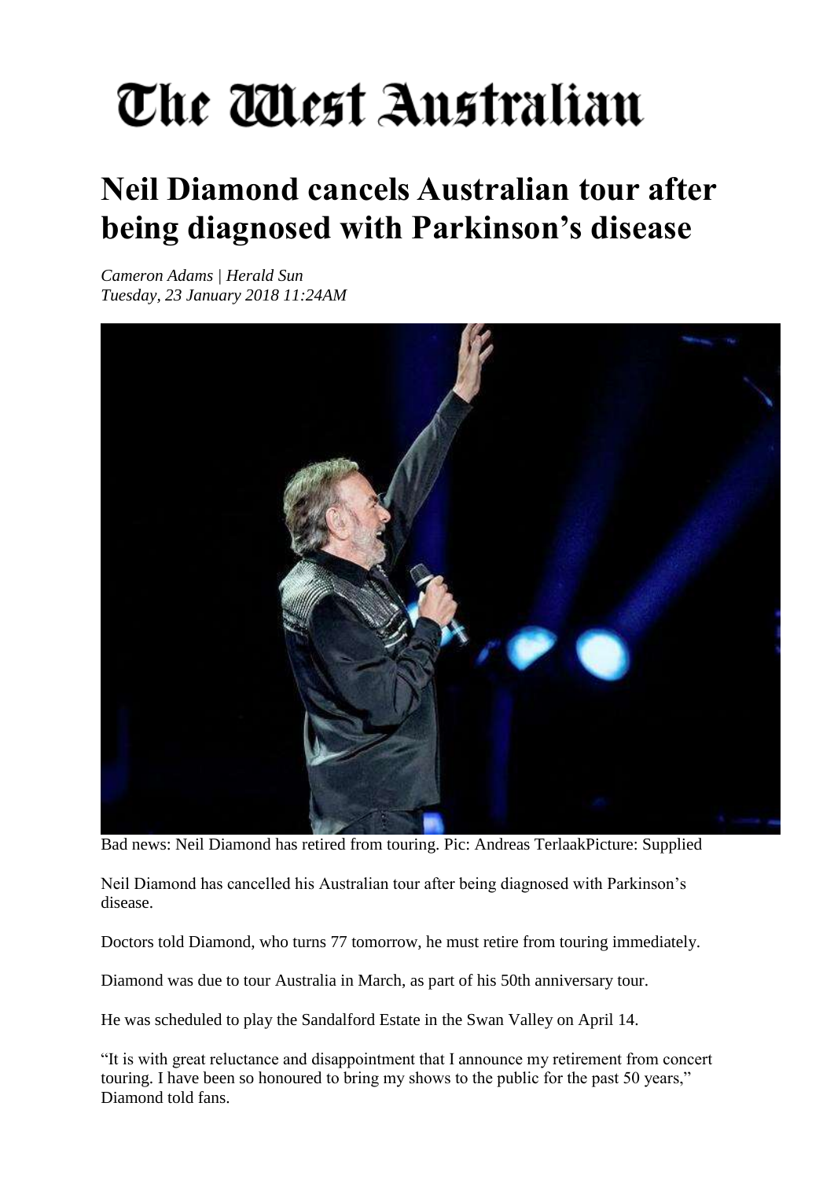# The West Australian

## Neil Diamond cancels Australian tour after being diagnosed with Parkinson's disease

*Cameron Adams | Herald Sun*
*Tuesday, 23 January 2018 11:24AM*

Bad news: Neil Diamond has retired from touring. Pic: Andreas TerlaakPicture: Supplied

Neil Diamond has cancelled his Australian tour after being diagnosed with Parkinson's disease.

Doctors told Diamond, who turns 77 tomorrow, he must retire from touring immediately.

Diamond was due to tour Australia in March, as part of his 50th anniversary tour.

He was scheduled to play the Sandalford Estate in the Swan Valley on April 14.

"It is with great reluctance and disappointment that I announce my retirement from concert touring. I have been so honoured to bring my shows to the public for the past 50 years," Diamond told fans.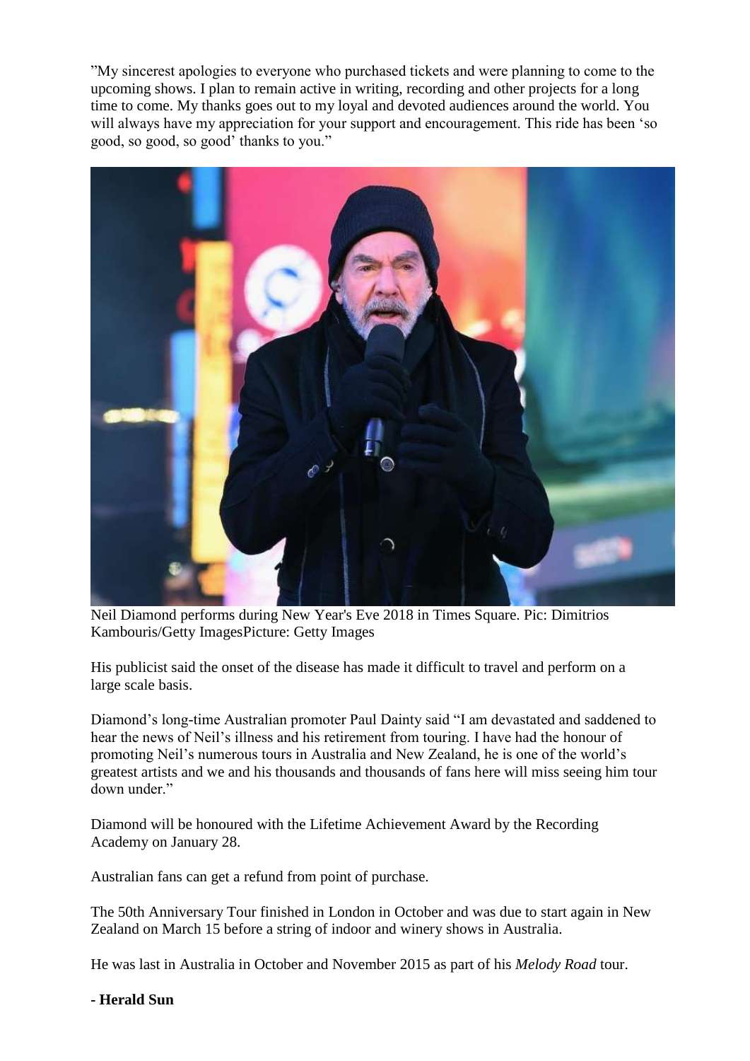"My sincerest apologies to everyone who purchased tickets and were planning to come to the upcoming shows. I plan to remain active in writing, recording and other projects for a long time to come. My thanks goes out to my loyal and devoted audiences around the world. You will always have my appreciation for your support and encouragement. This ride has been 'so good, so good, so good' thanks to you."

Neil Diamond performs during New Year's Eve 2018 in Times Square. Pic: Dimitrios Kambouris/Getty ImagesPicture: Getty Images

His publicist said the onset of the disease has made it difficult to travel and perform on a large scale basis.

Diamond's long-time Australian promoter Paul Dainty said "I am devastated and saddened to hear the news of Neil's illness and his retirement from touring. I have had the honour of promoting Neil's numerous tours in Australia and New Zealand, he is one of the world's greatest artists and we and his thousands and thousands of fans here will miss seeing him tour down under."

Diamond will be honoured with the Lifetime Achievement Award by the Recording Academy on January 28.

Australian fans can get a refund from point of purchase.

The 50th Anniversary Tour finished in London in October and was due to start again in New Zealand on March 15 before a string of indoor and winery shows in Australia.

He was last in Australia in October and November 2015 as part of his *Melody Road* tour.

**- Herald Sun**